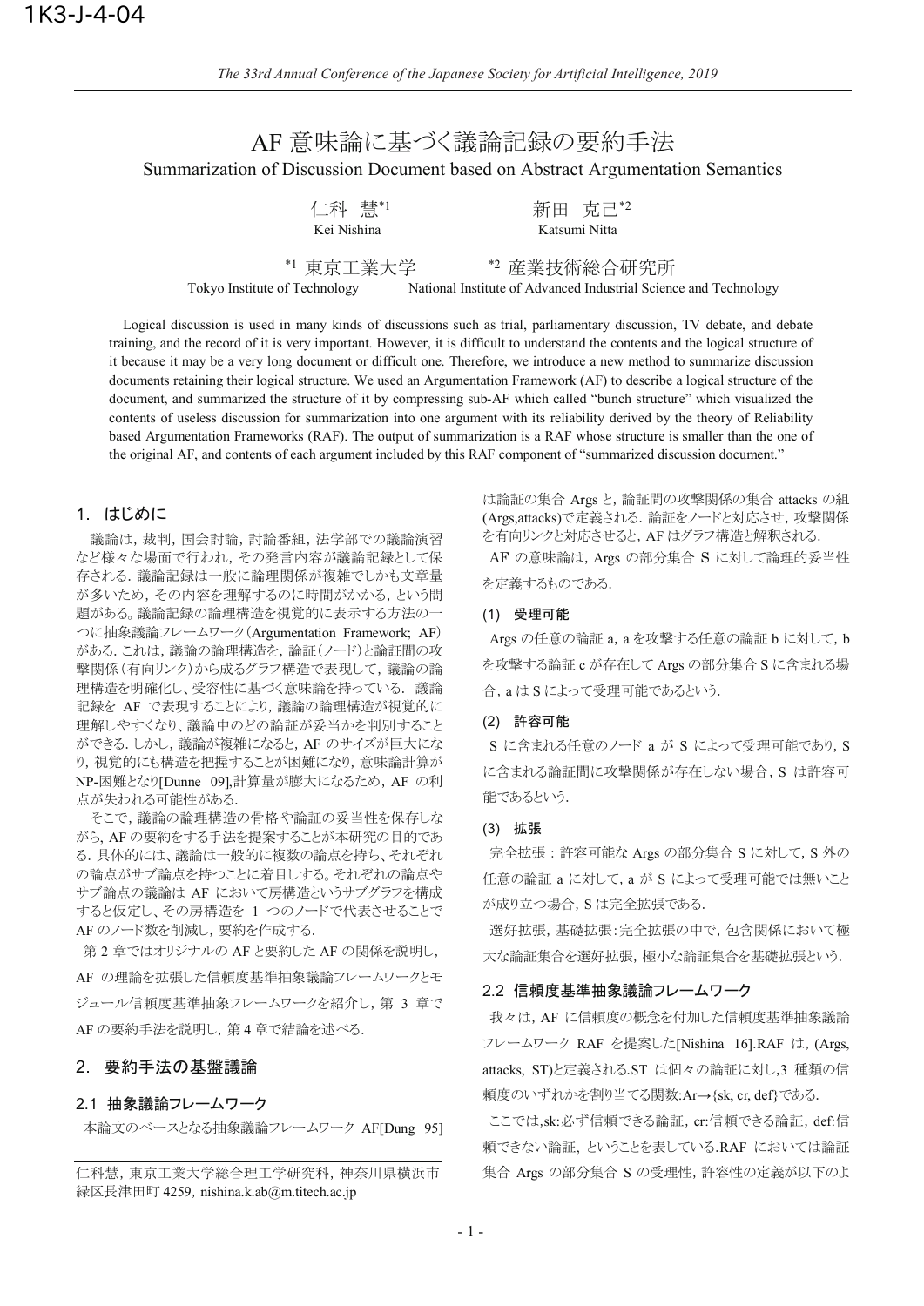1K3-J-4-04

# AF 意味論に基づく議論記録の要約手法

Summarization of Discussion Document based on Abstract Argumentation Semantics

仁科 慧[*1] Kei Nishina　　新田 克己[*2] Katsumi Nitta

[*1] 東京工業大学 Tokyo Institute of Technology　　[*2] 産業技術総合研究所 National Institute of Advanced Industrial Science and Technology

Logical discussion is used in many kinds of discussions such as trial, parliamentary discussion, TV debate, and debate training, and the record of it is very important. However, it is difficult to understand the contents and the logical structure of it because it may be a very long document or difficult one. Therefore, we introduce a new method to summarize discussion documents retaining their logical structure. We used an Argumentation Framework (AF) to describe a logical structure of the document, and summarized the structure of it by compressing sub-AF which called "bunch structure" which visualized the contents of useless discussion for summarization into one argument with its reliability derived by the theory of Reliability based Argumentation Frameworks (RAF). The output of summarization is a RAF whose structure is smaller than the one of the original AF, and contents of each argument included by this RAF component of "summarized discussion document."

## 1. はじめに

議論は，裁判，国会討論，討論番組，法学部での議論演習など様々な場面で行われ，その発言内容が議論記録として保存される．議論記録は一般に論理関係が複雑でしかも文章量が多いため，その内容を理解するのに時間がかかる，という問題がある。議論記録の論理構造を視覚的に表示する方法の一つに抽象議論フレームワーク(Argumentation Framework; AF)がある．これは，議論の論理構造を，論証(ノード)と論証間の攻撃関係(有向リンク)から成るグラフ構造で表現して，議論の論理構造を明確化し、受容性に基づく意味論を持っている． 議論記録を AF で表現することにより，議論の論理構造が視覚的に理解しやすくなり、議論中のどの論証が妥当かを判別することができる．しかし，議論が複雑になると，AF のサイズが巨大になり，視覚的にも構造を把握することが困難になり，意味論計算が NP-困難となり[Dunne 09],計算量が膨大になるため，AF の利点が失われる可能性がある．

そこで，議論の論理構造の骨格や論証の妥当性を保存しながら，AF の要約をする手法を提案することが本研究の目的である．具体的には、議論は一般的に複数の論点を持ち、それぞれの論点がサブ論点を持つことに着目する。それぞれの論点やサブ論点の議論は AF において房構造というサブグラフを構成すると仮定し、その房構造を 1 つのノードで代表させることで AF のノード数を削減し，要約を作成する．

第 2 章ではオリジナルの AF と要約した AF の関係を説明し，AF の理論を拡張した信頼度基準抽象議論フレームワークとモジュール信頼度基準抽象フレームワークを紹介し，第 3 章で AF の要約手法を説明し，第 4 章で結論を述べる．

## 2. 要約手法の基盤議論

### 2.1 抽象議論フレームワーク

本論文のベースとなる抽象議論フレームワーク AF[Dung 95]は論証の集合 Args と，論証間の攻撃関係の集合 attacks の組(Args,attacks)で定義される．論証をノードと対応させ，攻撃関係を有向リンクと対応させると，AF はグラフ構造と解釈される．

AF の意味論は，Args の部分集合 S に対して論理的妥当性を定義するものである．

#### (1) 受理可能

Args の任意の論証 a, a を攻撃する任意の論証 b に対して，b を攻撃する論証 c が存在して Args の部分集合 S に含まれる場合，a は S によって受理可能であるという．

#### (2) 許容可能

S に含まれる任意のノード a が S によって受理可能であり，S に含まれる論証間に攻撃関係が存在しない場合，S は許容可能であるという．

#### (3) 拡張

完全拡張：許容可能な Args の部分集合 S に対して，S 外の任意の論証 a に対して，a が S によって受理可能では無いことが成り立つ場合，S は完全拡張である．

選好拡張，基礎拡張:完全拡張の中で，包含関係において極大な論証集合を選好拡張，極小な論証集合を基礎拡張という．

### 2.2 信頼度基準抽象議論フレームワーク

我々は，AF に信頼度の概念を付加した信頼度基準抽象議論フレームワーク RAF を提案した[Nishina 16].RAF は，(Args, attacks, ST)と定義される.ST は個々の論証に対し,3 種類の信頼度のいずれかを割り当てる関数:Ar→{sk, cr, def}である．

ここでは,sk:必ず信頼できる論証，cr:信頼できる論証，def:信頼できない論証，ということを表している.RAF においては論証集合 Args の部分集合 S の受理性，許容性の定義が以下のよ

---

仁科慧，東京工業大学総合理工学研究科，神奈川県横浜市緑区長津田町 4259，nishina.k.ab@m.titech.ac.jp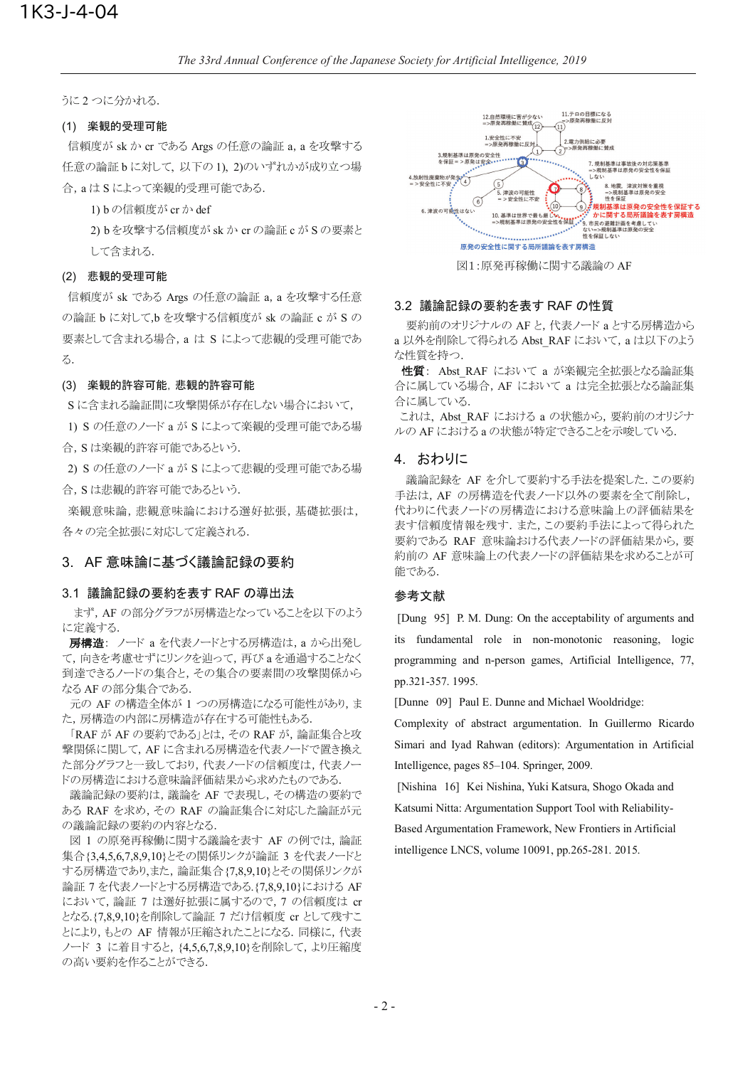うに 2 つに分かれる.

(1) 楽観的受理可能

信頼度が sk か cr である Args の任意の論証 a, a を攻撃する任意の論証 b に対して, 以下の 1), 2)のいずれかが成り立つ場合, a は S によって楽観的受理可能である.

1) b の信頼度が cr か def

2) b を攻撃する信頼度が sk か cr の論証 c が S の要素として含まれる.

(2) 悲観的受理可能

信頼度が sk である Args の任意の論証 a, a を攻撃する任意の論証 b に対して,b を攻撃する信頼度が sk の論証 c が S の要素として含まれる場合, a は S によって悲観的受理可能である.

(3) 楽観的許容可能, 悲観的許容可能

S に含まれる論証間に攻撃関係が存在しない場合において,

1) S の任意のノード a が S によって楽観的受理可能である場合, S は楽観的許容可能であるという.

2) S の任意のノード a が S によって悲観的受理可能である場合, S は悲観的許容可能であるという.

楽観意味論, 悲観意味論における選好拡張, 基礎拡張は, 各々の完全拡張に対応して定義される.

## 3. AF 意味論に基づく議論記録の要約

### 3.1 議論記録の要約を表す RAF の導出法

まず, AF の部分グラフが房構造となっていることを以下のように定義する.

**房構造**: ノード a を代表ノードとする房構造は, a から出発して, 向きを考慮せずにリンクを辿って, 再び a を通過することなく到達できるノードの集合と, その集合の要素間の攻撃関係からなる AF の部分集合である.

元の AF の構造全体が 1 つの房構造になる可能性があり, また, 房構造の内部に房構造が存在する可能性もある.

「RAF が AF の要約である」とは, その RAF が, 論証集合と攻撃関係に関して, AF に含まれる房構造を代表ノードで置き換えた部分グラフと一致しており, 代表ノードの信頼度は, 代表ノードの房構造における意味論評価結果から求めたものである.

議論記録の要約は, 議論を AF で表現し, その構造の要約である RAF を求め, その RAF の論証集合に対応した論証が元の議論記録の要約の内容となる.

図 1 の原発再稼働に関する議論を表す AF の例では, 論証集合{3,4,5,6,7,8,9,10}とその関係リンクが論証 3 を代表ノードとする房構造であり,また, 論証集合{7,8,9,10}とその関係リンクが論証 7 を代表ノードとする房構造である.{7,8,9,10}における AF において, 論証 7 は選好拡張に属するので, 7 の信頼度は cr となる.{7,8,9,10}を削除して論証 7 だけ信頼度 cr として残すことにより, もとの AF 情報が圧縮されたことになる. 同様に, 代表ノード 3 に着目すると, {4,5,6,7,8,9,10}を削除して, より圧縮度の高い要約を得ることができる.

12.自然環境に害が少ない =>原発再稼働に賛成
11.テロの目標になる =>原発再稼働に反対
1.安全性に不安 =>原発再稼働に反対
2.電力供給に必要 =>原発再稼働に賛成
3.規制基準は原発の安全性を保証する=>原発は安全
4.放射性廃棄物が発生 =>安全性に不安
5.津波の可能性 =>安全性に不安
6.津波の可能性はない
7.規制基準は事故後の対応策基準 =>規制基準は原発の安全性を保証しない
8.地震, 津波対策を重視 =>規制基準は原発の安全性を保証
9.市民の避難計画を考慮していない=>規制基準は原発の安全性を保証しない
10.基準は世界で最も厳しい =>規制基準は原発の安全性を保証
規制基準は原発の安全性を保証するかに関する局所議論を表す房構造
原発の安全性に関する局所議論を表す房構造

図1:原発再稼働に関する議論の AF

### 3.2 議論記録の要約を表す RAF の性質

要約前のオリジナルの AF と, 代表ノード a とする房構造から a 以外を削除して得られる Abst_RAF において, a は以下のような性質を持つ.

**性質**: Abst_RAF において a が楽観完全拡張となる論証集合に属している場合, AF において a は完全拡張となる論証集合に属している.

これは, Abst_RAF における a の状態から, 要約前のオリジナルの AF における a の状態が特定できることを示唆している.

## 4. おわりに

議論記録を AF を介して要約する手法を提案した. この要約手法は, AF の房構造を代表ノード以外の要素を全て削除し, 代わりに代表ノードの房構造における意味論上の評価結果を表す信頼度情報を残す. また, この要約手法によって得られた要約である RAF 意味論おける代表ノードの評価結果から, 要約前の AF 意味論上の代表ノードの評価結果を求めることが可能である.

## 参考文献

[Dung 95] P. M. Dung: On the acceptability of arguments and its fundamental role in non-monotonic reasoning, logic programming and n-person games, Artificial Intelligence, 77, pp.321-357. 1995.

[Dunne 09] Paul E. Dunne and Michael Wooldridge: Complexity of abstract argumentation. In Guillermo Ricardo Simari and Iyad Rahwan (editors): Argumentation in Artificial Intelligence, pages 85–104. Springer, 2009.

[Nishina 16] Kei Nishina, Yuki Katsura, Shogo Okada and Katsumi Nitta: Argumentation Support Tool with Reliability-Based Argumentation Framework, New Frontiers in Artificial intelligence LNCS, volume 10091, pp.265-281. 2015.